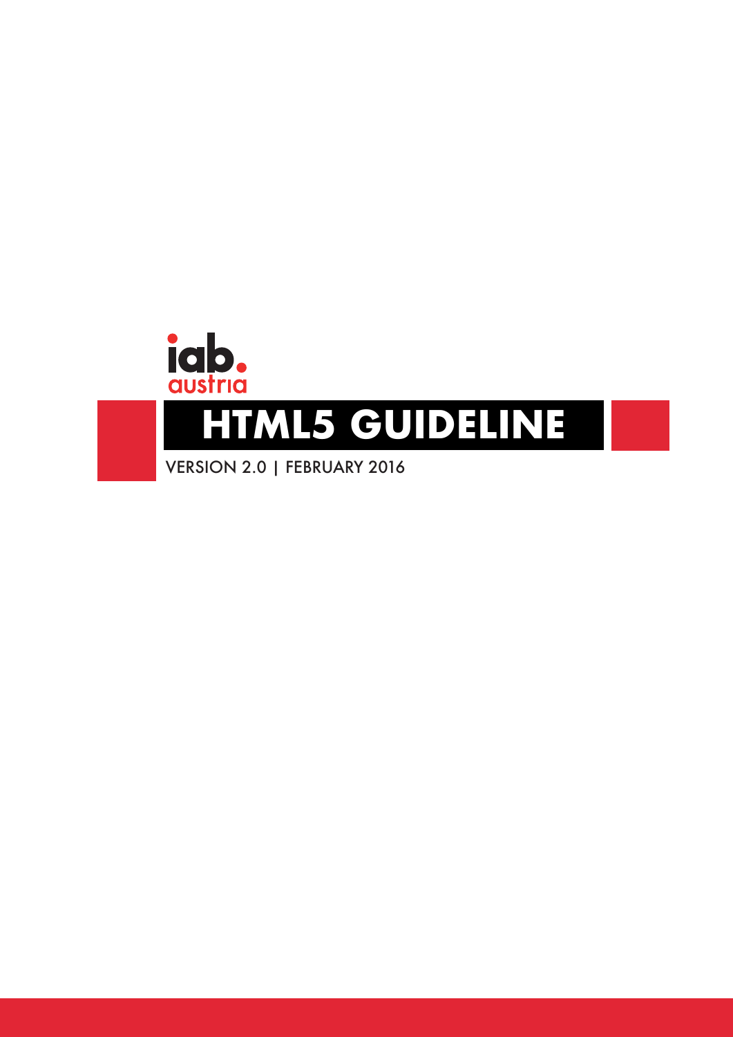iab. austria

# HTML5 GUIDELINE

VERSION 2.0 | FEBRUARY 2016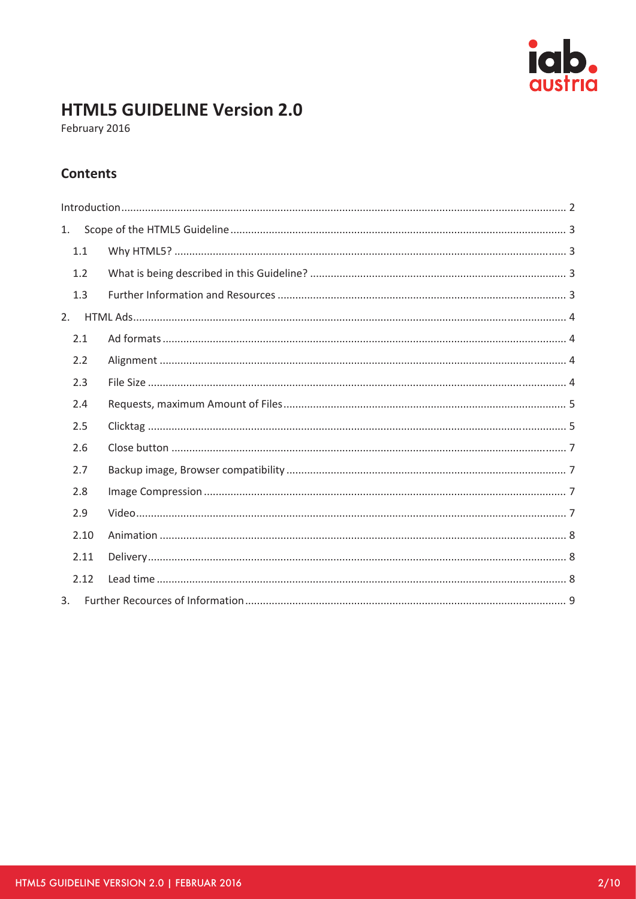# HTML5 GUIDELINE Version 2.0

February 2016

## Contents

- Introduction ..... 2
- 1. Scope of the HTML5 Guideline ..... 3
  - 1.1 Why HTML5? ..... 3
  - 1.2 What is being described in this Guideline? ..... 3
  - 1.3 Further Information and Resources ..... 3
- 2. HTML Ads ..... 4
  - 2.1 Ad formats ..... 4
  - 2.2 Alignment ..... 4
  - 2.3 File Size ..... 4
  - 2.4 Requests, maximum Amount of Files ..... 5
  - 2.5 Clicktag ..... 5
  - 2.6 Close button ..... 7
  - 2.7 Backup image, Browser compatibility ..... 7
  - 2.8 Image Compression ..... 7
  - 2.9 Video ..... 7
  - 2.10 Animation ..... 8
  - 2.11 Delivery ..... 8
  - 2.12 Lead time ..... 8
- 3. Further Recources of Information ..... 9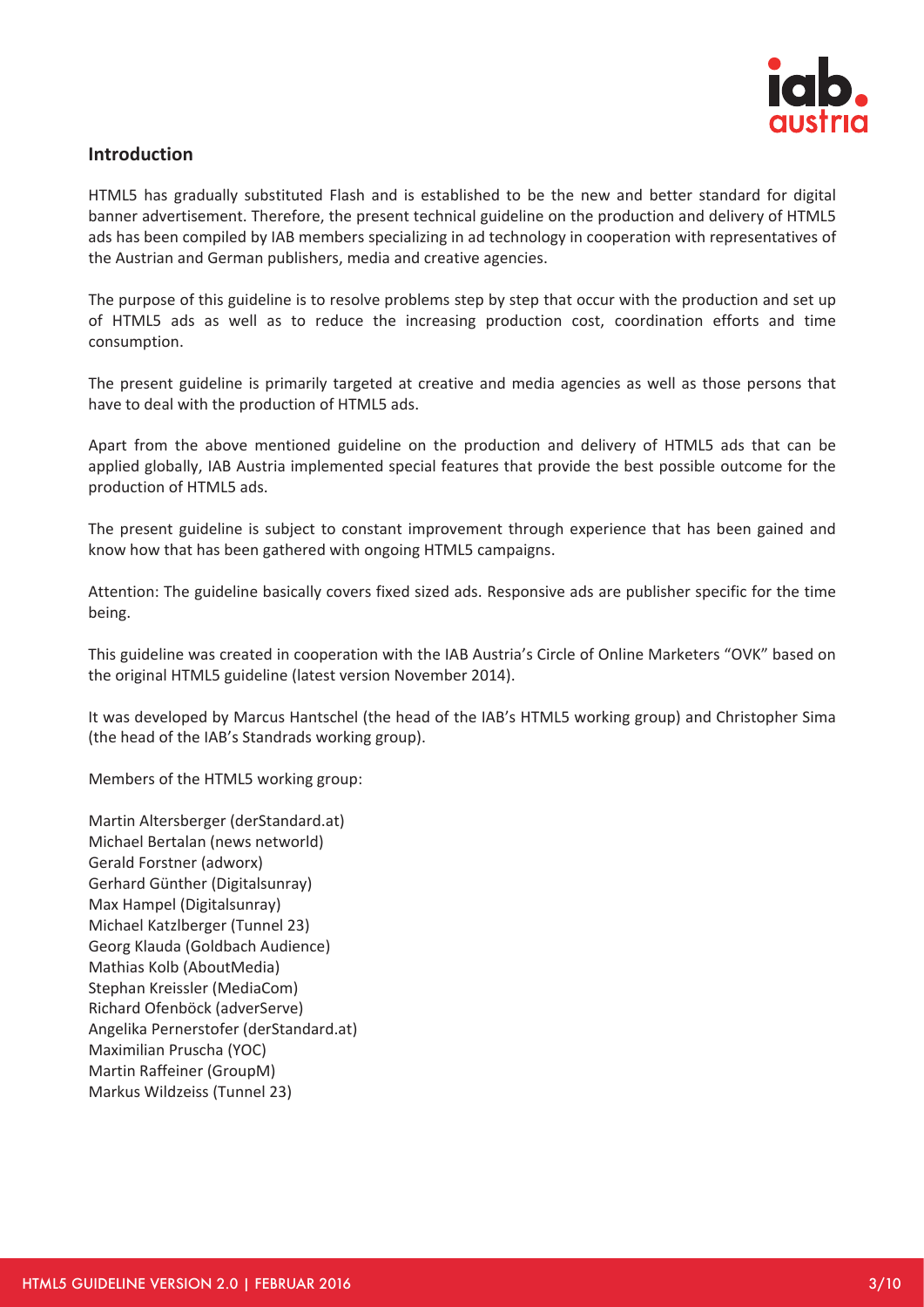## Introduction

HTML5 has gradually substituted Flash and is established to be the new and better standard for digital banner advertisement. Therefore, the present technical guideline on the production and delivery of HTML5 ads has been compiled by IAB members specializing in ad technology in cooperation with representatives of the Austrian and German publishers, media and creative agencies.

The purpose of this guideline is to resolve problems step by step that occur with the production and set up of HTML5 ads as well as to reduce the increasing production cost, coordination efforts and time consumption.

The present guideline is primarily targeted at creative and media agencies as well as those persons that have to deal with the production of HTML5 ads.

Apart from the above mentioned guideline on the production and delivery of HTML5 ads that can be applied globally, IAB Austria implemented special features that provide the best possible outcome for the production of HTML5 ads.

The present guideline is subject to constant improvement through experience that has been gained and know how that has been gathered with ongoing HTML5 campaigns.

Attention: The guideline basically covers fixed sized ads. Responsive ads are publisher specific for the time being.

This guideline was created in cooperation with the IAB Austria's Circle of Online Marketers "OVK" based on the original HTML5 guideline (latest version November 2014).

It was developed by Marcus Hantschel (the head of the IAB's HTML5 working group) and Christopher Sima (the head of the IAB's Standrads working group).

Members of the HTML5 working group:

Martin Altersberger (derStandard.at)
Michael Bertalan (news networld)
Gerald Forstner (adworx)
Gerhard Günther (Digitalsunray)
Max Hampel (Digitalsunray)
Michael Katzlberger (Tunnel 23)
Georg Klauda (Goldbach Audience)
Mathias Kolb (AboutMedia)
Stephan Kreissler (MediaCom)
Richard Ofenböck (adverServe)
Angelika Pernerstofer (derStandard.at)
Maximilian Pruscha (YOC)
Martin Raffeiner (GroupM)
Markus Wildzeiss (Tunnel 23)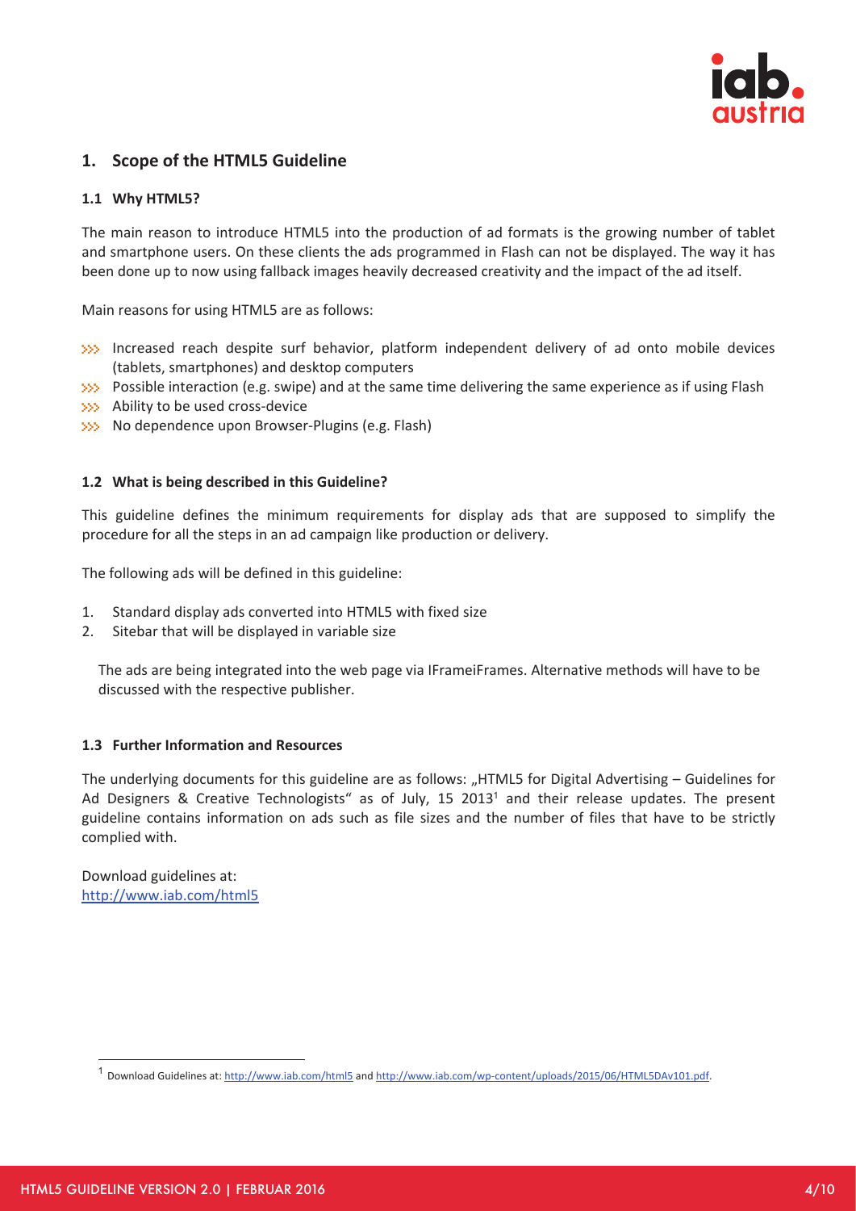## 1. Scope of the HTML5 Guideline

### 1.1 Why HTML5?

The main reason to introduce HTML5 into the production of ad formats is the growing number of tablet and smartphone users. On these clients the ads programmed in Flash can not be displayed. The way it has been done up to now using fallback images heavily decreased creativity and the impact of the ad itself.

Main reasons for using HTML5 are as follows:

- Increased reach despite surf behavior, platform independent delivery of ad onto mobile devices (tablets, smartphones) and desktop computers
- Possible interaction (e.g. swipe) and at the same time delivering the same experience as if using Flash
- Ability to be used cross-device
- No dependence upon Browser-Plugins (e.g. Flash)

### 1.2 What is being described in this Guideline?

This guideline defines the minimum requirements for display ads that are supposed to simplify the procedure for all the steps in an ad campaign like production or delivery.

The following ads will be defined in this guideline:

1. Standard display ads converted into HTML5 with fixed size
2. Sitebar that will be displayed in variable size

The ads are being integrated into the web page via IFrameiFrames. Alternative methods will have to be discussed with the respective publisher.

### 1.3 Further Information and Resources

The underlying documents for this guideline are as follows: „HTML5 for Digital Advertising – Guidelines for Ad Designers & Creative Technologists“ as of July, 15 2013[1] and their release updates. The present guideline contains information on ads such as file sizes and the number of files that have to be strictly complied with.

Download guidelines at:
http://www.iab.com/html5

[1] Download Guidelines at: http://www.iab.com/html5 and http://www.iab.com/wp-content/uploads/2015/06/HTML5DAv101.pdf.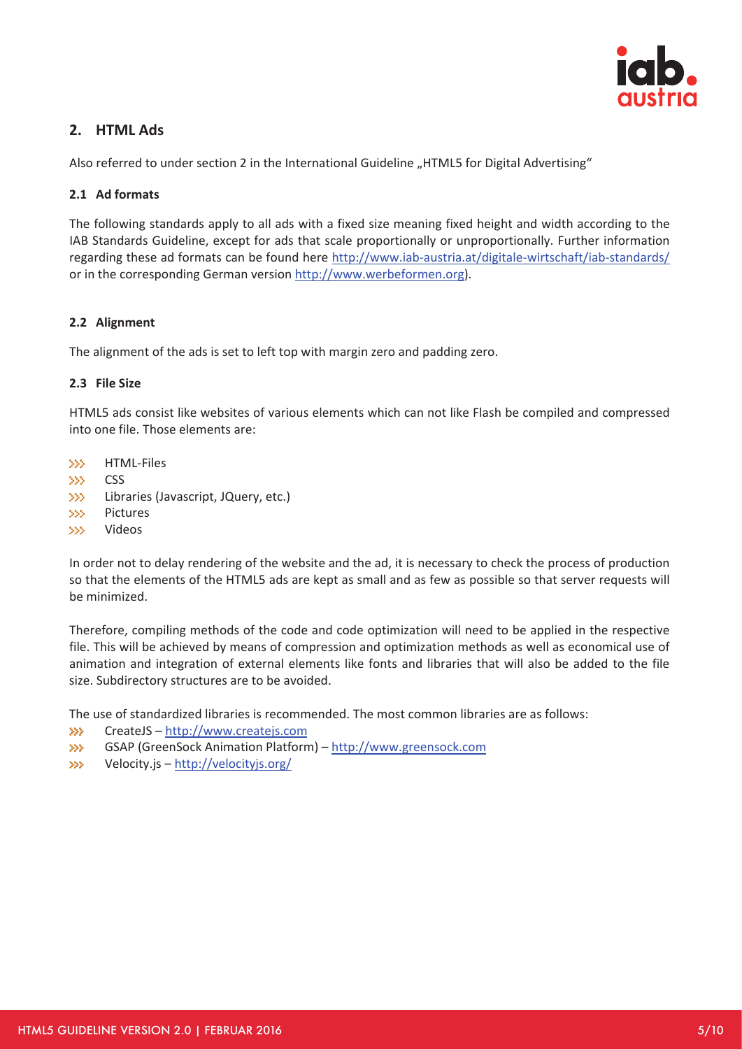## 2. HTML Ads

Also referred to under section 2 in the International Guideline „HTML5 for Digital Advertising"

### 2.1 Ad formats

The following standards apply to all ads with a fixed size meaning fixed height and width according to the IAB Standards Guideline, except for ads that scale proportionally or unproportionally. Further information regarding these ad formats can be found here http://www.iab-austria.at/digitale-wirtschaft/iab-standards/ or in the corresponding German version http://www.werbeformen.org).

### 2.2 Alignment

The alignment of the ads is set to left top with margin zero and padding zero.

### 2.3 File Size

HTML5 ads consist like websites of various elements which can not like Flash be compiled and compressed into one file. Those elements are:

- HTML-Files
- CSS
- Libraries (Javascript, JQuery, etc.)
- Pictures
- Videos

In order not to delay rendering of the website and the ad, it is necessary to check the process of production so that the elements of the HTML5 ads are kept as small and as few as possible so that server requests will be minimized.

Therefore, compiling methods of the code and code optimization will need to be applied in the respective file. This will be achieved by means of compression and optimization methods as well as economical use of animation and integration of external elements like fonts and libraries that will also be added to the file size. Subdirectory structures are to be avoided.

The use of standardized libraries is recommended. The most common libraries are as follows:

- CreateJS – http://www.createjs.com
- GSAP (GreenSock Animation Platform) – http://www.greensock.com
- Velocity.js – http://velocityjs.org/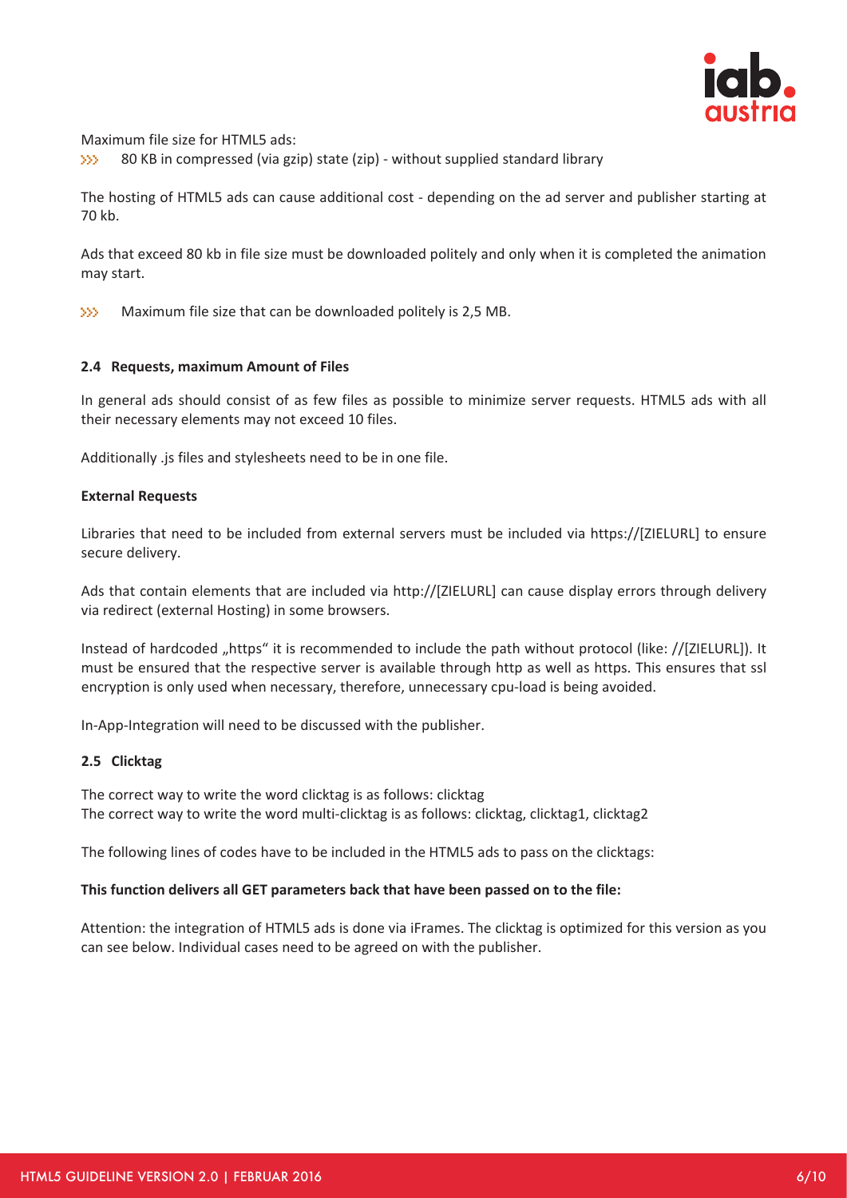Maximum file size for HTML5 ads:

- 80 KB in compressed (via gzip) state (zip) - without supplied standard library

The hosting of HTML5 ads can cause additional cost - depending on the ad server and publisher starting at 70 kb.

Ads that exceed 80 kb in file size must be downloaded politely and only when it is completed the animation may start.

- Maximum file size that can be downloaded politely is 2,5 MB.

### 2.4 Requests, maximum Amount of Files

In general ads should consist of as few files as possible to minimize server requests. HTML5 ads with all their necessary elements may not exceed 10 files.

Additionally .js files and stylesheets need to be in one file.

**External Requests**

Libraries that need to be included from external servers must be included via https://[ZIELURL] to ensure secure delivery.

Ads that contain elements that are included via http://[ZIELURL] can cause display errors through delivery via redirect (external Hosting) in some browsers.

Instead of hardcoded „https" it is recommended to include the path without protocol (like: //[ZIELURL]). It must be ensured that the respective server is available through http as well as https. This ensures that ssl encryption is only used when necessary, therefore, unnecessary cpu-load is being avoided.

In-App-Integration will need to be discussed with the publisher.

### 2.5 Clicktag

The correct way to write the word clicktag is as follows: clicktag
The correct way to write the word multi-clicktag is as follows: clicktag, clicktag1, clicktag2

The following lines of codes have to be included in the HTML5 ads to pass on the clicktags:

**This function delivers all GET parameters back that have been passed on to the file:**

Attention: the integration of HTML5 ads is done via iFrames. The clicktag is optimized for this version as you can see below. Individual cases need to be agreed on with the publisher.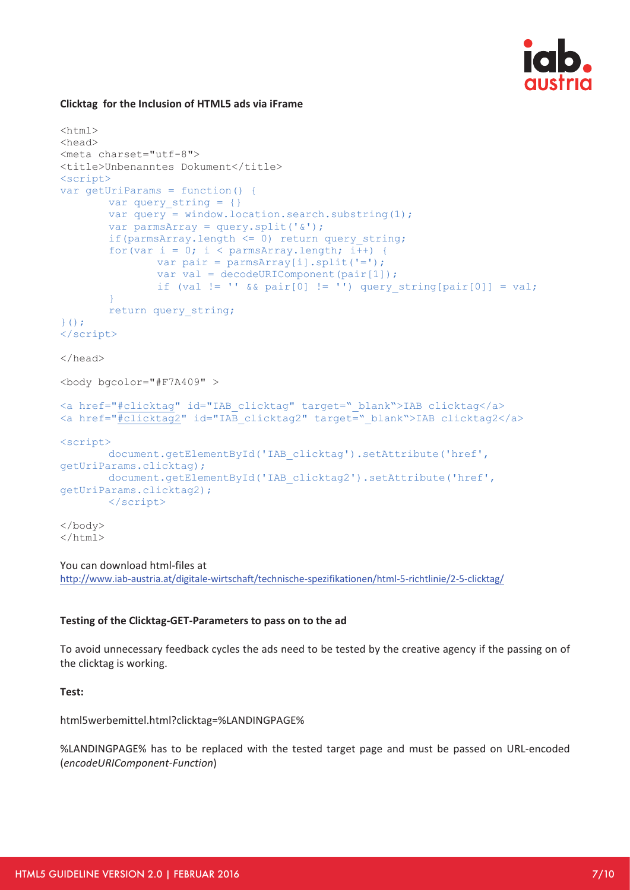**Clicktag for the Inclusion of HTML5 ads via iFrame**

```
<html>
<head>
<meta charset="utf-8">
<title>Unbenanntes Dokument</title>
<script>
var getUriParams = function() {
        var query_string = {}
        var query = window.location.search.substring(1);
        var parmsArray = query.split('&');
        if(parmsArray.length <= 0) return query_string;
        for(var i = 0; i < parmsArray.length; i++) {
                var pair = parmsArray[i].split('=');
                var val = decodeURIComponent(pair[1]);
                if (val != '' && pair[0] != '') query_string[pair[0]] = val;
        }
        return query_string;
}();
</script>

</head>

<body bgcolor="#F7A409" >

<a href="#clicktag" id="IAB_clicktag" target="_blank">IAB clicktag</a>
<a href="#clicktag2" id="IAB_clicktag2" target="_blank">IAB clicktag2</a>

<script>
        document.getElementById('IAB_clicktag').setAttribute('href',
getUriParams.clicktag);
        document.getElementById('IAB_clicktag2').setAttribute('href',
getUriParams.clicktag2);
        </script>

</body>
</html>
```

You can download html-files at
http://www.iab-austria.at/digitale-wirtschaft/technische-spezifikationen/html-5-richtlinie/2-5-clicktag/

**Testing of the Clicktag-GET-Parameters to pass on to the ad**

To avoid unnecessary feedback cycles the ads need to be tested by the creative agency if the passing on of the clicktag is working.

**Test:**

html5werbemittel.html?clicktag=%LANDINGPAGE%

%LANDINGPAGE% has to be replaced with the tested target page and must be passed on URL-encoded (*encodeURIComponent-Function*)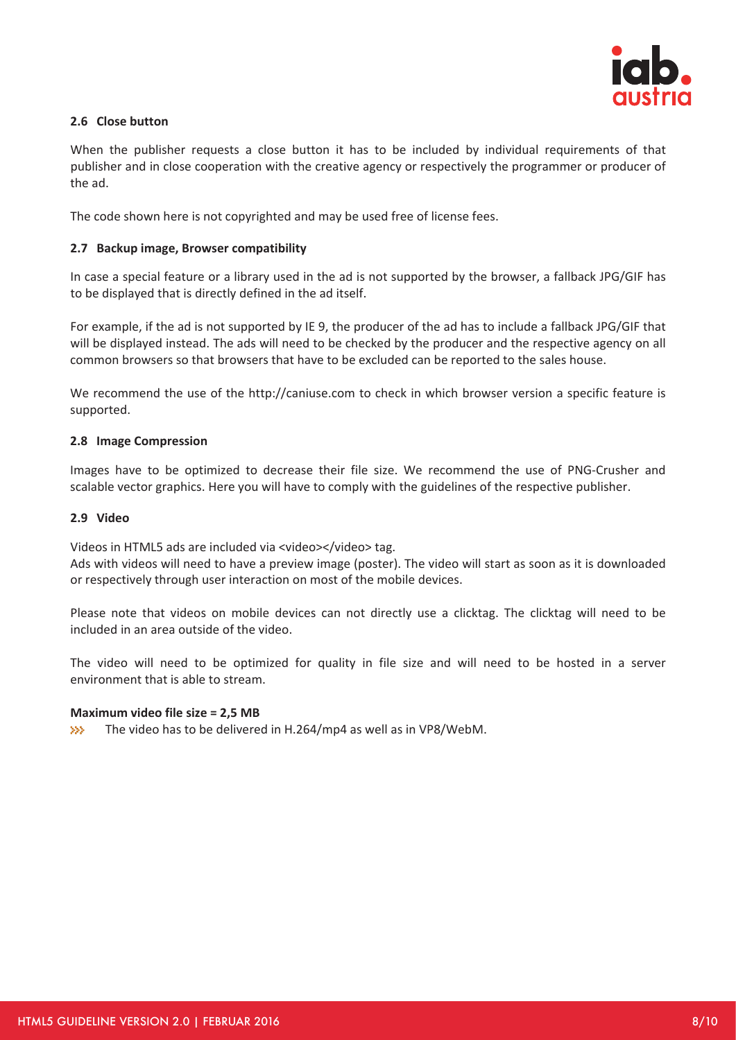## 2.6 Close button

When the publisher requests a close button it has to be included by individual requirements of that publisher and in close cooperation with the creative agency or respectively the programmer or producer of the ad.

The code shown here is not copyrighted and may be used free of license fees.

## 2.7 Backup image, Browser compatibility

In case a special feature or a library used in the ad is not supported by the browser, a fallback JPG/GIF has to be displayed that is directly defined in the ad itself.

For example, if the ad is not supported by IE 9, the producer of the ad has to include a fallback JPG/GIF that will be displayed instead. The ads will need to be checked by the producer and the respective agency on all common browsers so that browsers that have to be excluded can be reported to the sales house.

We recommend the use of the http://caniuse.com to check in which browser version a specific feature is supported.

## 2.8 Image Compression

Images have to be optimized to decrease their file size. We recommend the use of PNG-Crusher and scalable vector graphics. Here you will have to comply with the guidelines of the respective publisher.

## 2.9 Video

Videos in HTML5 ads are included via <video></video> tag.
Ads with videos will need to have a preview image (poster). The video will start as soon as it is downloaded or respectively through user interaction on most of the mobile devices.

Please note that videos on mobile devices can not directly use a clicktag. The clicktag will need to be included in an area outside of the video.

The video will need to be optimized for quality in file size and will need to be hosted in a server environment that is able to stream.

**Maximum video file size = 2,5 MB**

- The video has to be delivered in H.264/mp4 as well as in VP8/WebM.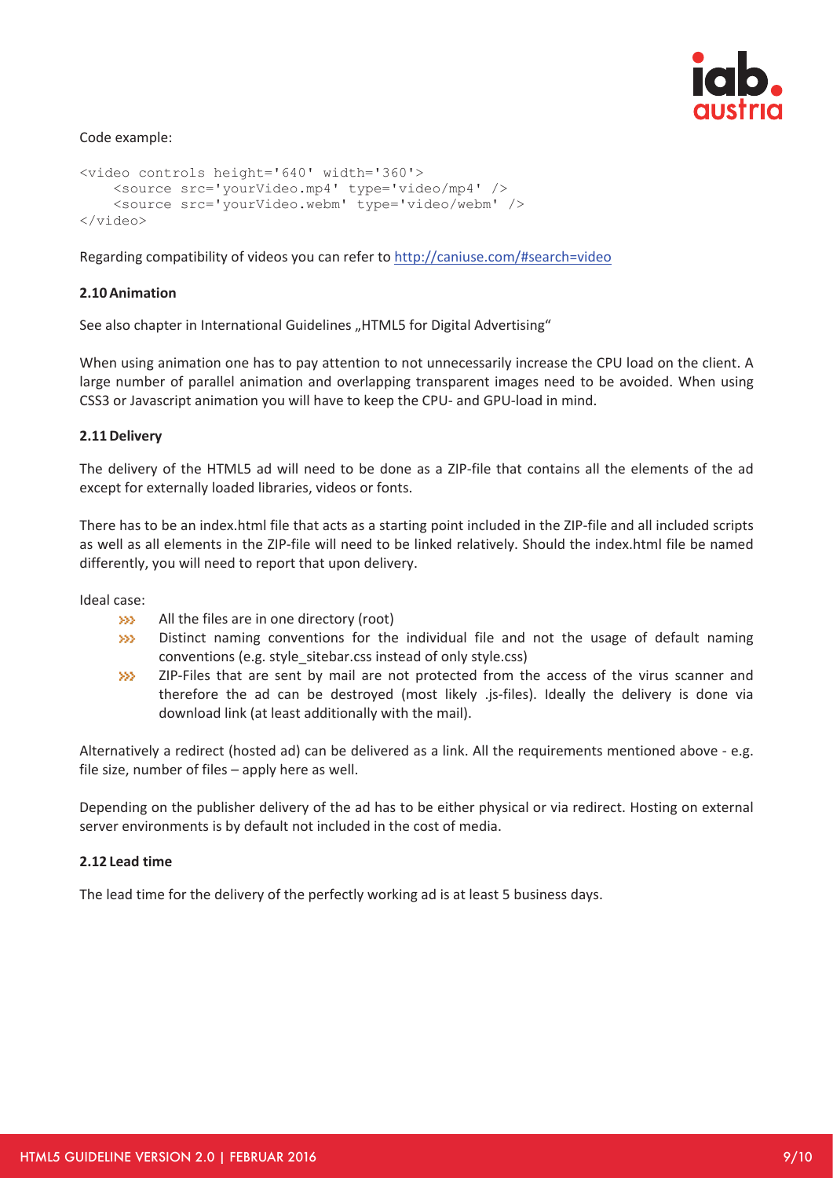Code example:

```
<video controls height='640' width='360'>
    <source src='yourVideo.mp4' type='video/mp4' />
    <source src='yourVideo.webm' type='video/webm' />
</video>
```

Regarding compatibility of videos you can refer to http://caniuse.com/#search=video

### 2.10 Animation

See also chapter in International Guidelines „HTML5 for Digital Advertising"

When using animation one has to pay attention to not unnecessarily increase the CPU load on the client. A large number of parallel animation and overlapping transparent images need to be avoided. When using CSS3 or Javascript animation you will have to keep the CPU- and GPU-load in mind.

### 2.11 Delivery

The delivery of the HTML5 ad will need to be done as a ZIP-file that contains all the elements of the ad except for externally loaded libraries, videos or fonts.

There has to be an index.html file that acts as a starting point included in the ZIP-file and all included scripts as well as all elements in the ZIP-file will need to be linked relatively. Should the index.html file be named differently, you will need to report that upon delivery.

Ideal case:

- All the files are in one directory (root)
- Distinct naming conventions for the individual file and not the usage of default naming conventions (e.g. style_sitebar.css instead of only style.css)
- ZIP-Files that are sent by mail are not protected from the access of the virus scanner and therefore the ad can be destroyed (most likely .js-files). Ideally the delivery is done via download link (at least additionally with the mail).

Alternatively a redirect (hosted ad) can be delivered as a link. All the requirements mentioned above - e.g. file size, number of files – apply here as well.

Depending on the publisher delivery of the ad has to be either physical or via redirect. Hosting on external server environments is by default not included in the cost of media.

### 2.12 Lead time

The lead time for the delivery of the perfectly working ad is at least 5 business days.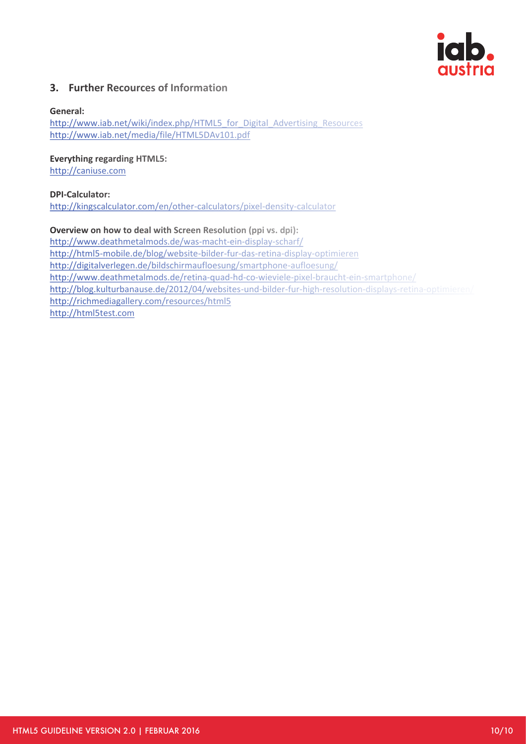## 3. Further Recources of Information

**General:**
http://www.iab.net/wiki/index.php/HTML5_for_Digital_Advertising_Resources
http://www.iab.net/media/file/HTML5DAv101.pdf

**Everything regarding HTML5:**
http://caniuse.com

**DPI-Calculator:**
http://kingscalculator.com/en/other-calculators/pixel-density-calculator

**Overview on how to deal with Screen Resolution (ppi vs. dpi):**
http://www.deathmetalmods.de/was-macht-ein-display-scharf/
http://html5-mobile.de/blog/website-bilder-fur-das-retina-display-optimieren
http://digitalverlegen.de/bildschirmaufloesung/smartphone-aufloesung/
http://www.deathmetalmods.de/retina-quad-hd-co-wieviele-pixel-braucht-ein-smartphone/
http://blog.kulturbanause.de/2012/04/websites-und-bilder-fur-high-resolution-displays-retina-optimieren/
http://richmediagallery.com/resources/html5
http://html5test.com